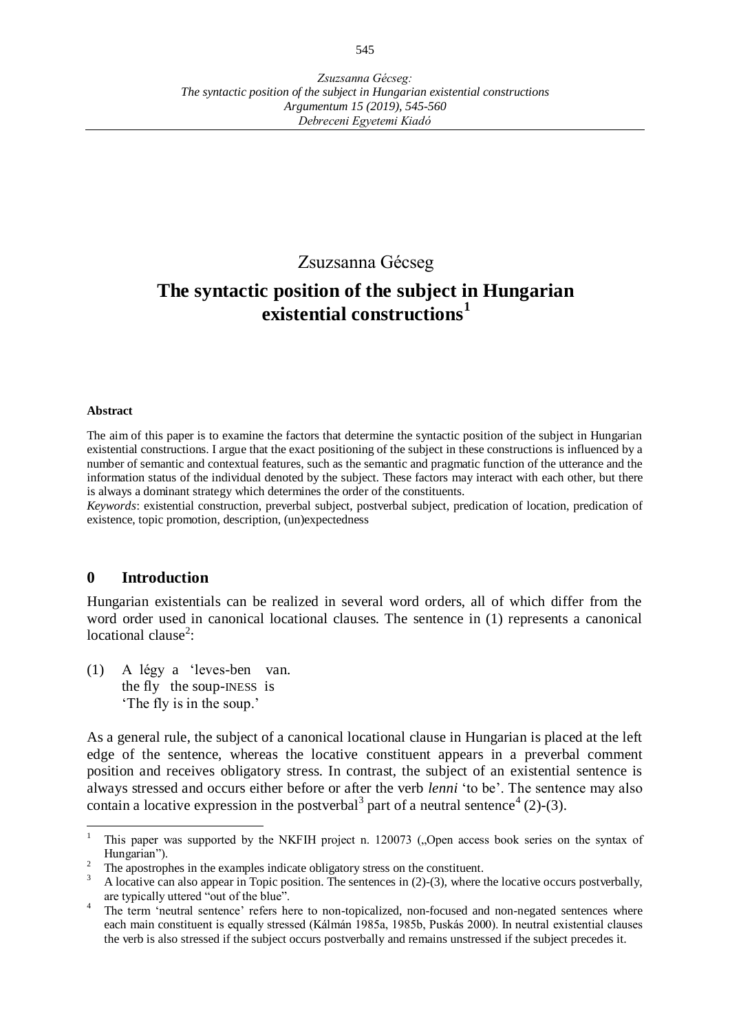Zsuzsanna Gécseg

# The syntactic position of the subject in Hungarian existential constructions[1]

**Abstract**

The aim of this paper is to examine the factors that determine the syntactic position of the subject in Hungarian existential constructions. I argue that the exact positioning of the subject in these constructions is influenced by a number of semantic and contextual features, such as the semantic and pragmatic function of the utterance and the information status of the individual denoted by the subject. These factors may interact with each other, but there is always a dominant strategy which determines the order of the constituents.

*Keywords*: existential construction, preverbal subject, postverbal subject, predication of location, predication of existence, topic promotion, description, (un)expectedness

## 0 Introduction

Hungarian existentials can be realized in several word orders, all of which differ from the word order used in canonical locational clauses. The sentence in (1) represents a canonical locational clause[2]:

(1) A légy a 'leves-ben van.
 the fly the soup-INESS is
 'The fly is in the soup.'

As a general rule, the subject of a canonical locational clause in Hungarian is placed at the left edge of the sentence, whereas the locative constituent appears in a preverbal comment position and receives obligatory stress. In contrast, the subject of an existential sentence is always stressed and occurs either before or after the verb *lenni* 'to be'. The sentence may also contain a locative expression in the postverbal[3] part of a neutral sentence[4] (2)-(3).

---

[1] This paper was supported by the NKFIH project n. 120073 („Open access book series on the syntax of Hungarian").

[2] The apostrophes in the examples indicate obligatory stress on the constituent.

[3] A locative can also appear in Topic position. The sentences in (2)-(3), where the locative occurs postverbally, are typically uttered "out of the blue".

[4] The term 'neutral sentence' refers here to non-topicalized, non-focused and non-negated sentences where each main constituent is equally stressed (Kálmán 1985a, 1985b, Puskás 2000). In neutral existential clauses the verb is also stressed if the subject occurs postverbally and remains unstressed if the subject precedes it.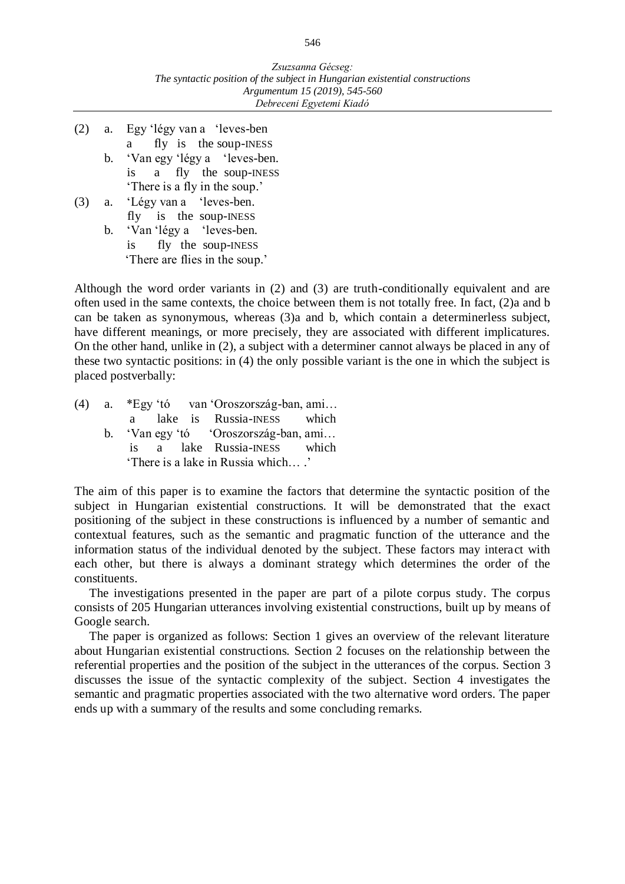(2) a. Egy 'légy van a 'leves-ben
    a fly is the soup-INESS

b. 'Van egy 'légy a 'leves-ben.
    is a fly the soup-INESS
    'There is a fly in the soup.'

(3) a. 'Légy van a 'leves-ben.
    fly is the soup-INESS

b. 'Van 'légy a 'leves-ben.
    is fly the soup-INESS
    'There are flies in the soup.'

Although the word order variants in (2) and (3) are truth-conditionally equivalent and are often used in the same contexts, the choice between them is not totally free. In fact, (2)a and b can be taken as synonymous, whereas (3)a and b, which contain a determinerless subject, have different meanings, or more precisely, they are associated with different implicatures. On the other hand, unlike in (2), a subject with a determiner cannot always be placed in any of these two syntactic positions: in (4) the only possible variant is the one in which the subject is placed postverbally:

(4) a. *Egy 'tó van 'Oroszország-ban, ami…
    a lake is Russia-INESS which

b. 'Van egy 'tó 'Oroszország-ban, ami…
    is a lake Russia-INESS which
    'There is a lake in Russia which… .'

The aim of this paper is to examine the factors that determine the syntactic position of the subject in Hungarian existential constructions. It will be demonstrated that the exact positioning of the subject in these constructions is influenced by a number of semantic and contextual features, such as the semantic and pragmatic function of the utterance and the information status of the individual denoted by the subject. These factors may interact with each other, but there is always a dominant strategy which determines the order of the constituents.

The investigations presented in the paper are part of a pilote corpus study. The corpus consists of 205 Hungarian utterances involving existential constructions, built up by means of Google search.

The paper is organized as follows: Section 1 gives an overview of the relevant literature about Hungarian existential constructions. Section 2 focuses on the relationship between the referential properties and the position of the subject in the utterances of the corpus. Section 3 discusses the issue of the syntactic complexity of the subject. Section 4 investigates the semantic and pragmatic properties associated with the two alternative word orders. The paper ends up with a summary of the results and some concluding remarks.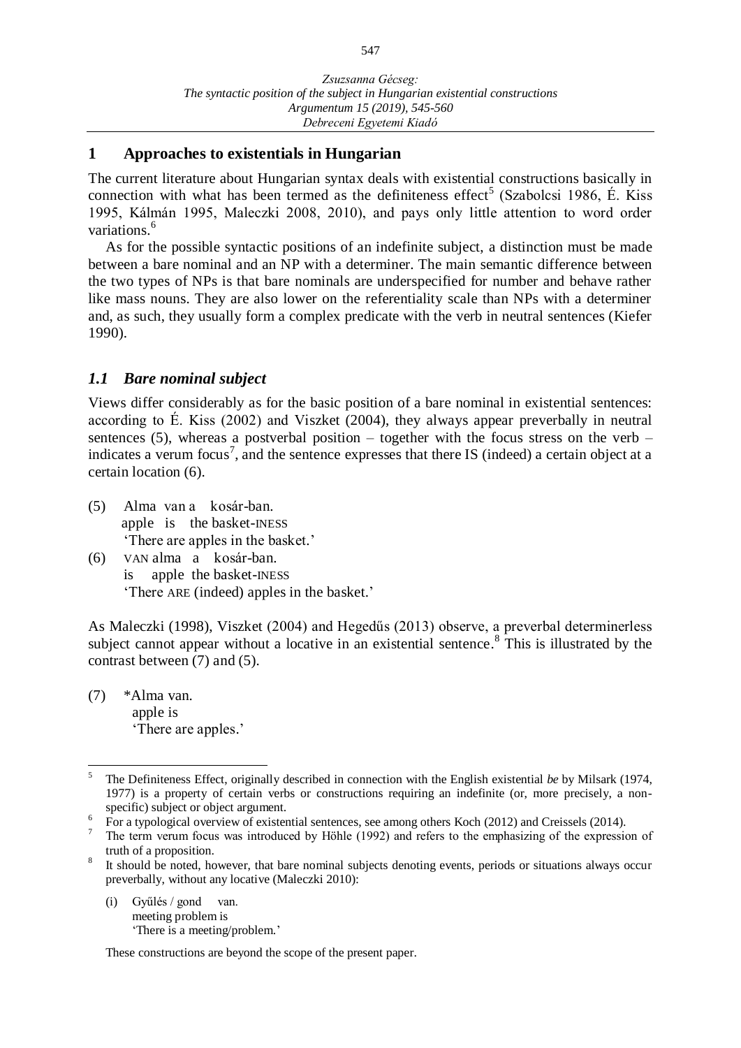## 1 Approaches to existentials in Hungarian

The current literature about Hungarian syntax deals with existential constructions basically in connection with what has been termed as the definiteness effect[5] (Szabolcsi 1986, É. Kiss 1995, Kálmán 1995, Maleczki 2008, 2010), and pays only little attention to word order variations.[6]

As for the possible syntactic positions of an indefinite subject, a distinction must be made between a bare nominal and an NP with a determiner. The main semantic difference between the two types of NPs is that bare nominals are underspecified for number and behave rather like mass nouns. They are also lower on the referentiality scale than NPs with a determiner and, as such, they usually form a complex predicate with the verb in neutral sentences (Kiefer 1990).

### *1.1 Bare nominal subject*

Views differ considerably as for the basic position of a bare nominal in existential sentences: according to É. Kiss (2002) and Viszket (2004), they always appear preverbally in neutral sentences (5), whereas a postverbal position – together with the focus stress on the verb – indicates a verum focus[7], and the sentence expresses that there IS (indeed) a certain object at a certain location (6).

(5) Alma van a kosár-ban.
 apple is the basket-INESS
 'There are apples in the basket.'

(6) VAN alma a kosár-ban.
 is apple the basket-INESS
 'There ARE (indeed) apples in the basket.'

As Maleczki (1998), Viszket (2004) and Hegedűs (2013) observe, a preverbal determinerless subject cannot appear without a locative in an existential sentence.[8] This is illustrated by the contrast between (7) and (5).

(7) \*Alma van.
 apple is
 'There are apples.'

---

[5] The Definiteness Effect, originally described in connection with the English existential *be* by Milsark (1974, 1977) is a property of certain verbs or constructions requiring an indefinite (or, more precisely, a non-specific) subject or object argument.

[6] For a typological overview of existential sentences, see among others Koch (2012) and Creissels (2014).

[7] The term verum focus was introduced by Höhle (1992) and refers to the emphasizing of the expression of truth of a proposition.

[8] It should be noted, however, that bare nominal subjects denoting events, periods or situations always occur preverbally, without any locative (Maleczki 2010):

(i) Gyűlés / gond van.
 meeting problem is
 'There is a meeting/problem.'

These constructions are beyond the scope of the present paper.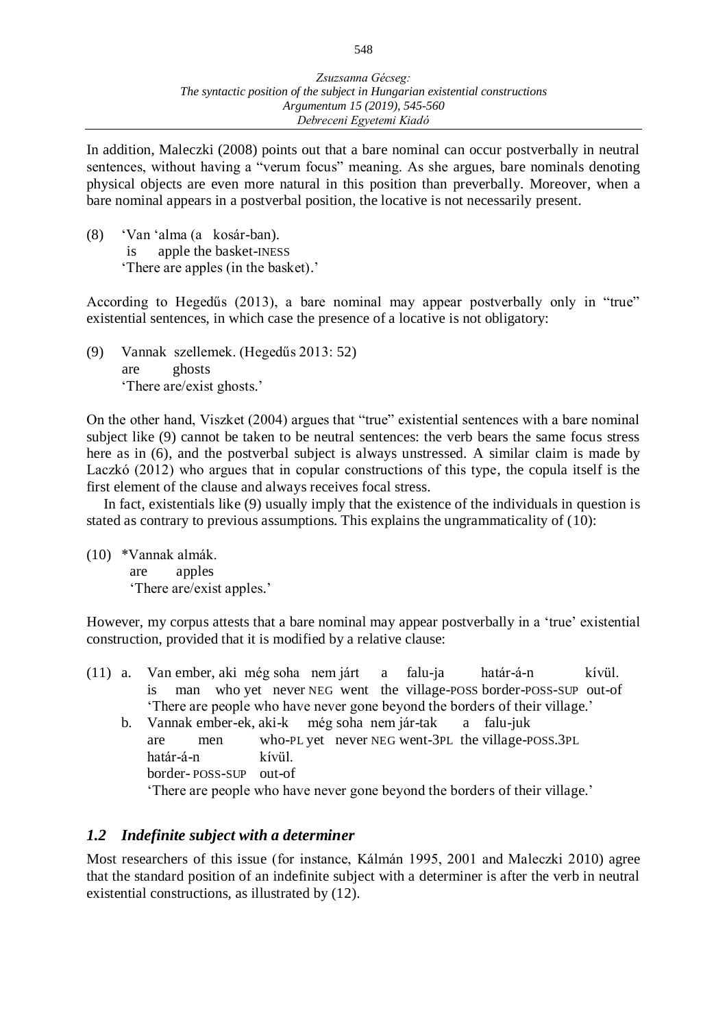In addition, Maleczki (2008) points out that a bare nominal can occur postverbally in neutral sentences, without having a "verum focus" meaning. As she argues, bare nominals denoting physical objects are even more natural in this position than preverbally. Moreover, when a bare nominal appears in a postverbal position, the locative is not necessarily present.

(8) 'Van 'alma (a kosár-ban).
    is apple the basket-INESS
    'There are apples (in the basket).'

According to Hegedűs (2013), a bare nominal may appear postverbally only in "true" existential sentences, in which case the presence of a locative is not obligatory:

(9) Vannak szellemek. (Hegedűs 2013: 52)
    are ghosts
    'There are/exist ghosts.'

On the other hand, Viszket (2004) argues that "true" existential sentences with a bare nominal subject like (9) cannot be taken to be neutral sentences: the verb bears the same focus stress here as in (6), and the postverbal subject is always unstressed. A similar claim is made by Laczkó (2012) who argues that in copular constructions of this type, the copula itself is the first element of the clause and always receives focal stress.

In fact, existentials like (9) usually imply that the existence of the individuals in question is stated as contrary to previous assumptions. This explains the ungrammaticality of (10):

(10) *Vannak almák.
    are apples
    'There are/exist apples.'

However, my corpus attests that a bare nominal may appear postverbally in a 'true' existential construction, provided that it is modified by a relative clause:

(11) a. Van ember, aki még soha nem járt a falu-ja határ-á-n kívül.
    is man who yet never NEG went the village-POSS border-POSS-SUP out-of
    'There are people who have never gone beyond the borders of their village.'
    b. Vannak ember-ek, aki-k még soha nem jár-tak a falu-juk határ-á-n kívül.
    are men who-PL yet never NEG went-3PL the village-POSS.3PL border- POSS-SUP out-of
    'There are people who have never gone beyond the borders of their village.'

## *1.2 Indefinite subject with a determiner*

Most researchers of this issue (for instance, Kálmán 1995, 2001 and Maleczki 2010) agree that the standard position of an indefinite subject with a determiner is after the verb in neutral existential constructions, as illustrated by (12).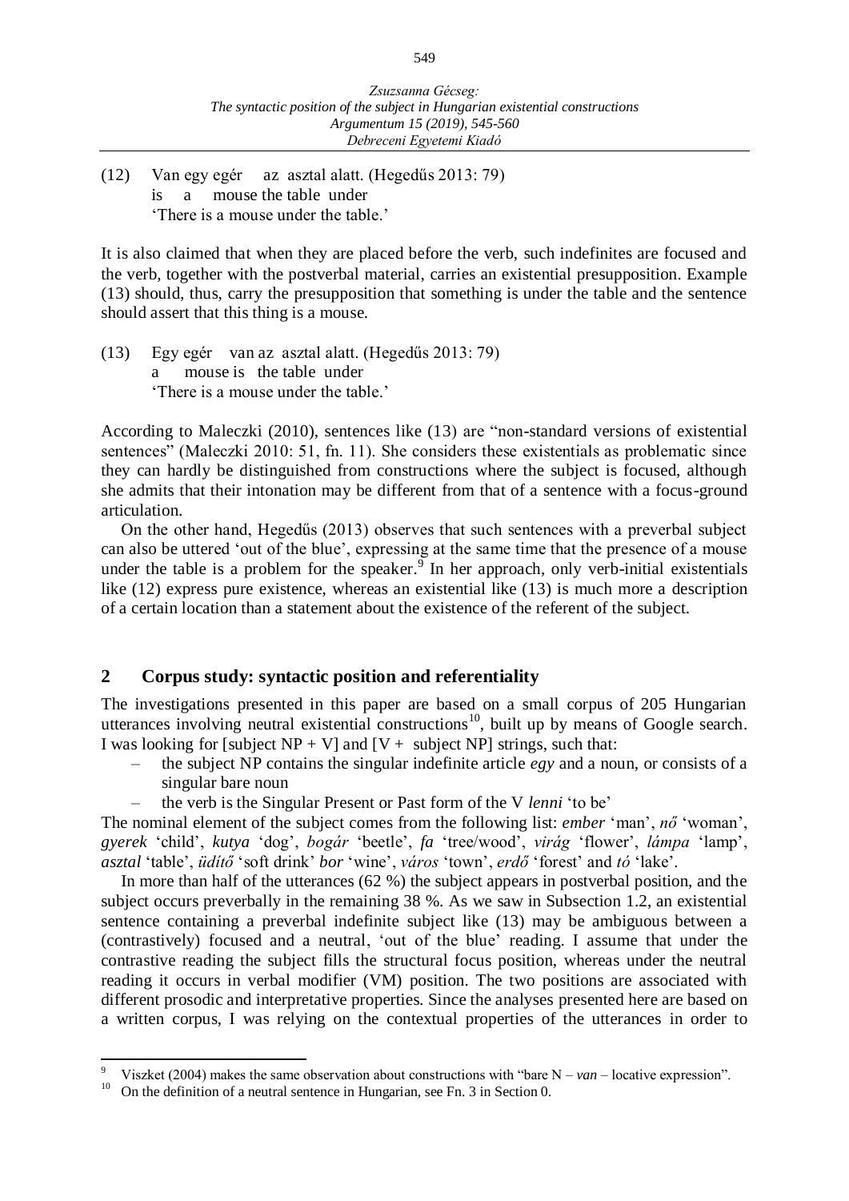(12) Van egy egér az asztal alatt. (Hegedűs 2013: 79)
is a mouse the table under
'There is a mouse under the table.'

It is also claimed that when they are placed before the verb, such indefinites are focused and the verb, together with the postverbal material, carries an existential presupposition. Example (13) should, thus, carry the presupposition that something is under the table and the sentence should assert that this thing is a mouse.

(13) Egy egér van az asztal alatt. (Hegedűs 2013: 79)
a mouse is the table under
'There is a mouse under the table.'

According to Maleczki (2010), sentences like (13) are "non-standard versions of existential sentences" (Maleczki 2010: 51, fn. 11). She considers these existentials as problematic since they can hardly be distinguished from constructions where the subject is focused, although she admits that their intonation may be different from that of a sentence with a focus-ground articulation.

On the other hand, Hegedűs (2013) observes that such sentences with a preverbal subject can also be uttered 'out of the blue', expressing at the same time that the presence of a mouse under the table is a problem for the speaker.[9] In her approach, only verb-initial existentials like (12) express pure existence, whereas an existential like (13) is much more a description of a certain location than a statement about the existence of the referent of the subject.

## 2 Corpus study: syntactic position and referentiality

The investigations presented in this paper are based on a small corpus of 205 Hungarian utterances involving neutral existential constructions[10], built up by means of Google search. I was looking for [subject NP + V] and [V + subject NP] strings, such that:

- the subject NP contains the singular indefinite article *egy* and a noun, or consists of a singular bare noun
- the verb is the Singular Present or Past form of the V *lenni* 'to be'

The nominal element of the subject comes from the following list: *ember* 'man', *nő* 'woman', *gyerek* 'child', *kutya* 'dog', *bogár* 'beetle', *fa* 'tree/wood', *virág* 'flower', *lámpa* 'lamp', *asztal* 'table', *üdítő* 'soft drink' *bor* 'wine', *város* 'town', *erdő* 'forest' and *tó* 'lake'.

In more than half of the utterances (62 %) the subject appears in postverbal position, and the subject occurs preverbally in the remaining 38 %. As we saw in Subsection 1.2, an existential sentence containing a preverbal indefinite subject like (13) may be ambiguous between a (contrastively) focused and a neutral, 'out of the blue' reading. I assume that under the contrastive reading the subject fills the structural focus position, whereas under the neutral reading it occurs in verbal modifier (VM) position. The two positions are associated with different prosodic and interpretative properties. Since the analyses presented here are based on a written corpus, I was relying on the contextual properties of the utterances in order to

[9] Viszket (2004) makes the same observation about constructions with "bare N – *van* – locative expression".

[10] On the definition of a neutral sentence in Hungarian, see Fn. 3 in Section 0.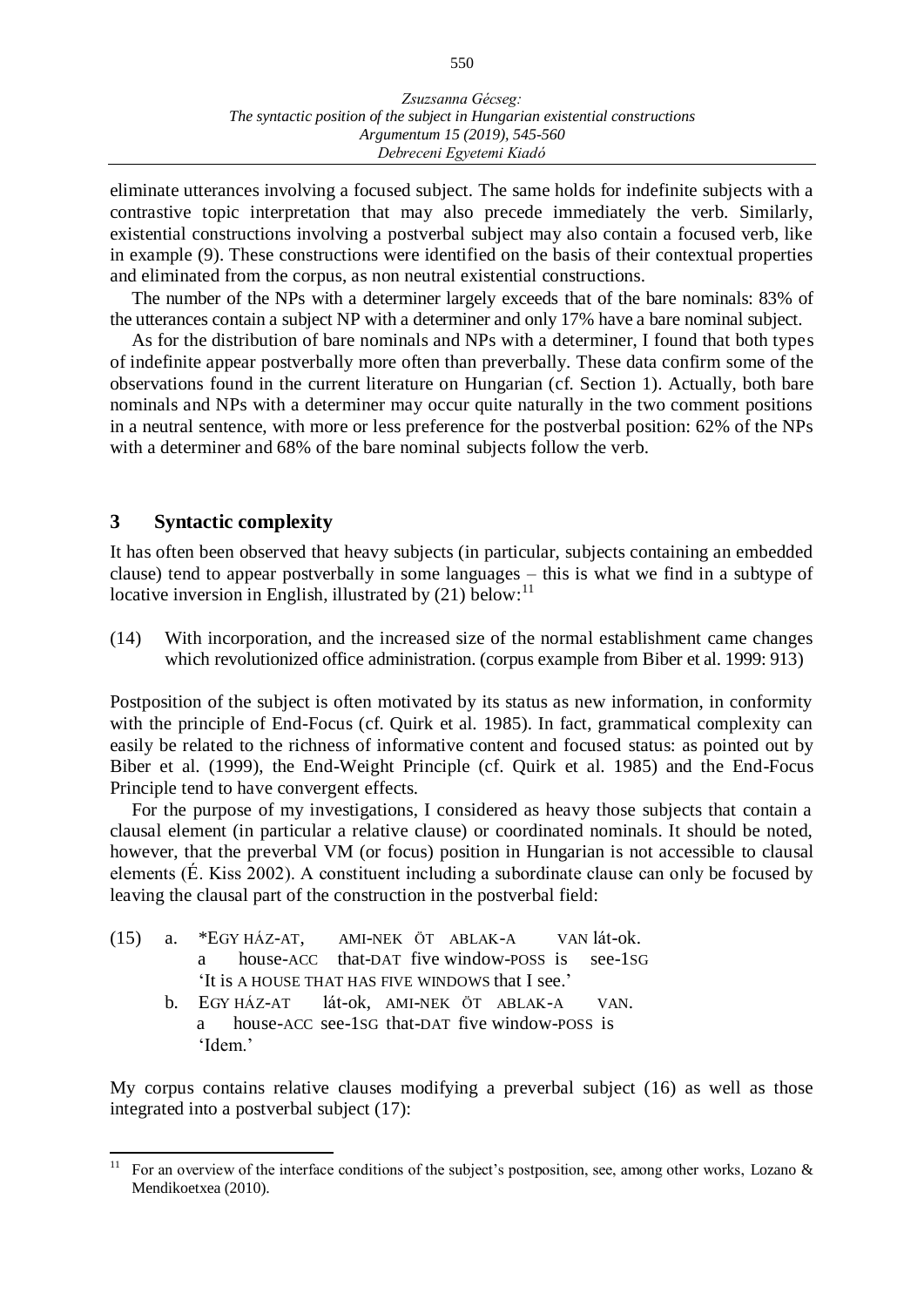eliminate utterances involving a focused subject. The same holds for indefinite subjects with a contrastive topic interpretation that may also precede immediately the verb. Similarly, existential constructions involving a postverbal subject may also contain a focused verb, like in example (9). These constructions were identified on the basis of their contextual properties and eliminated from the corpus, as non neutral existential constructions.

The number of the NPs with a determiner largely exceeds that of the bare nominals: 83% of the utterances contain a subject NP with a determiner and only 17% have a bare nominal subject.

As for the distribution of bare nominals and NPs with a determiner, I found that both types of indefinite appear postverbally more often than preverbally. These data confirm some of the observations found in the current literature on Hungarian (cf. Section 1). Actually, both bare nominals and NPs with a determiner may occur quite naturally in the two comment positions in a neutral sentence, with more or less preference for the postverbal position: 62% of the NPs with a determiner and 68% of the bare nominal subjects follow the verb.

## 3 Syntactic complexity

It has often been observed that heavy subjects (in particular, subjects containing an embedded clause) tend to appear postverbally in some languages – this is what we find in a subtype of locative inversion in English, illustrated by (21) below:[11]

(14) With incorporation, and the increased size of the normal establishment came changes which revolutionized office administration. (corpus example from Biber et al. 1999: 913)

Postposition of the subject is often motivated by its status as new information, in conformity with the principle of End-Focus (cf. Quirk et al. 1985). In fact, grammatical complexity can easily be related to the richness of informative content and focused status: as pointed out by Biber et al. (1999), the End-Weight Principle (cf. Quirk et al. 1985) and the End-Focus Principle tend to have convergent effects.

For the purpose of my investigations, I considered as heavy those subjects that contain a clausal element (in particular a relative clause) or coordinated nominals. It should be noted, however, that the preverbal VM (or focus) position in Hungarian is not accessible to clausal elements (É. Kiss 2002). A constituent including a subordinate clause can only be focused by leaving the clausal part of the construction in the postverbal field:

(15) a. \*EGY HÁZ-AT, AMI-NEK ÖT ABLAK-A VAN lát-ok.
a house-ACC that-DAT five window-POSS is see-1SG
'It is A HOUSE THAT HAS FIVE WINDOWS that I see.'

b. EGY HÁZ-AT lát-ok, AMI-NEK ÖT ABLAK-A VAN.
a house-ACC see-1SG that-DAT five window-POSS is
'Idem.'

My corpus contains relative clauses modifying a preverbal subject (16) as well as those integrated into a postverbal subject (17):

[11] For an overview of the interface conditions of the subject's postposition, see, among other works, Lozano & Mendikoetxea (2010).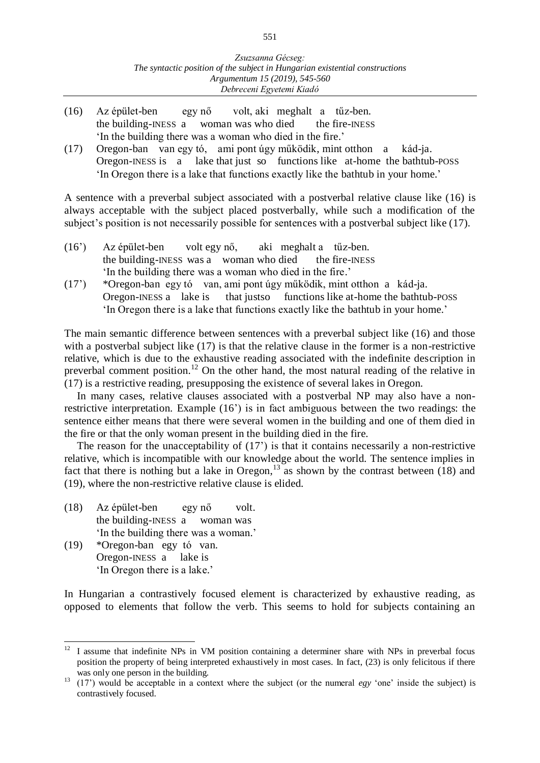(16) Az épület-ben egy nő volt, aki meghalt a tűz-ben.
the building-INESS a woman was who died the fire-INESS
'In the building there was a woman who died in the fire.'

(17) Oregon-ban van egy tó, ami pont úgy működik, mint otthon a kád-ja.
Oregon-INESS is a lake that just so functions like at-home the bathtub-POSS
'In Oregon there is a lake that functions exactly like the bathtub in your home.'

A sentence with a preverbal subject associated with a postverbal relative clause like (16) is always acceptable with the subject placed postverbally, while such a modification of the subject's position is not necessarily possible for sentences with a postverbal subject like (17).

(16') Az épület-ben volt egy nő, aki meghalt a tűz-ben.
the building-INESS was a woman who died the fire-INESS
'In the building there was a woman who died in the fire.'

(17') *Oregon-ban egy tó van, ami pont úgy működik, mint otthon a kád-ja.
Oregon-INESS a lake is that justso functions like at-home the bathtub-POSS
'In Oregon there is a lake that functions exactly like the bathtub in your home.'

The main semantic difference between sentences with a preverbal subject like (16) and those with a postverbal subject like (17) is that the relative clause in the former is a non-restrictive relative, which is due to the exhaustive reading associated with the indefinite description in preverbal comment position.[12] On the other hand, the most natural reading of the relative in (17) is a restrictive reading, presupposing the existence of several lakes in Oregon.

In many cases, relative clauses associated with a postverbal NP may also have a non-restrictive interpretation. Example (16') is in fact ambiguous between the two readings: the sentence either means that there were several women in the building and one of them died in the fire or that the only woman present in the building died in the fire.

The reason for the unacceptability of (17') is that it contains necessarily a non-restrictive relative, which is incompatible with our knowledge about the world. The sentence implies in fact that there is nothing but a lake in Oregon,[13] as shown by the contrast between (18) and (19), where the non-restrictive relative clause is elided.

(18) Az épület-ben egy nő volt.
the building-INESS a woman was
'In the building there was a woman.'

(19) *Oregon-ban egy tó van.
Oregon-INESS a lake is
'In Oregon there is a lake.'

In Hungarian a contrastively focused element is characterized by exhaustive reading, as opposed to elements that follow the verb. This seems to hold for subjects containing an

---

[12] I assume that indefinite NPs in VM position containing a determiner share with NPs in preverbal focus position the property of being interpreted exhaustively in most cases. In fact, (23) is only felicitous if there was only one person in the building.

[13] (17') would be acceptable in a context where the subject (or the numeral *egy* 'one' inside the subject) is contrastively focused.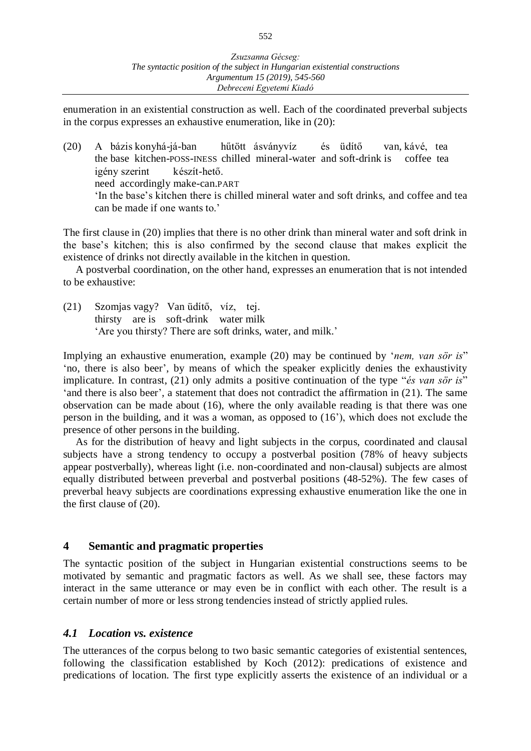enumeration in an existential construction as well. Each of the coordinated preverbal subjects in the corpus expresses an exhaustive enumeration, like in (20):

(20) A bázis konyhá-já-ban hűtött ásványvíz és üdítő van, kávé, tea
the base kitchen-POSS-INESS chilled mineral-water and soft-drink is coffee tea
igény szerint készít-hető.
need accordingly make-can.PART
'In the base's kitchen there is chilled mineral water and soft drinks, and coffee and tea can be made if one wants to.'

The first clause in (20) implies that there is no other drink than mineral water and soft drink in the base's kitchen; this is also confirmed by the second clause that makes explicit the existence of drinks not directly available in the kitchen in question.

A postverbal coordination, on the other hand, expresses an enumeration that is not intended to be exhaustive:

(21) Szomjas vagy? Van üdítő, víz, tej.
thirsty are is soft-drink water milk
'Are you thirsty? There are soft drinks, water, and milk.'

Implying an exhaustive enumeration, example (20) may be continued by '*nem, van sör is*" 'no, there is also beer', by means of which the speaker explicitly denies the exhaustivity implicature. In contrast, (21) only admits a positive continuation of the type "*és van sör is*" 'and there is also beer', a statement that does not contradict the affirmation in (21). The same observation can be made about (16), where the only available reading is that there was one person in the building, and it was a woman, as opposed to (16'), which does not exclude the presence of other persons in the building.

As for the distribution of heavy and light subjects in the corpus, coordinated and clausal subjects have a strong tendency to occupy a postverbal position (78% of heavy subjects appear postverbally), whereas light (i.e. non-coordinated and non-clausal) subjects are almost equally distributed between preverbal and postverbal positions (48-52%). The few cases of preverbal heavy subjects are coordinations expressing exhaustive enumeration like the one in the first clause of (20).

## 4 Semantic and pragmatic properties

The syntactic position of the subject in Hungarian existential constructions seems to be motivated by semantic and pragmatic factors as well. As we shall see, these factors may interact in the same utterance or may even be in conflict with each other. The result is a certain number of more or less strong tendencies instead of strictly applied rules.

### *4.1 Location vs. existence*

The utterances of the corpus belong to two basic semantic categories of existential sentences, following the classification established by Koch (2012): predications of existence and predications of location. The first type explicitly asserts the existence of an individual or a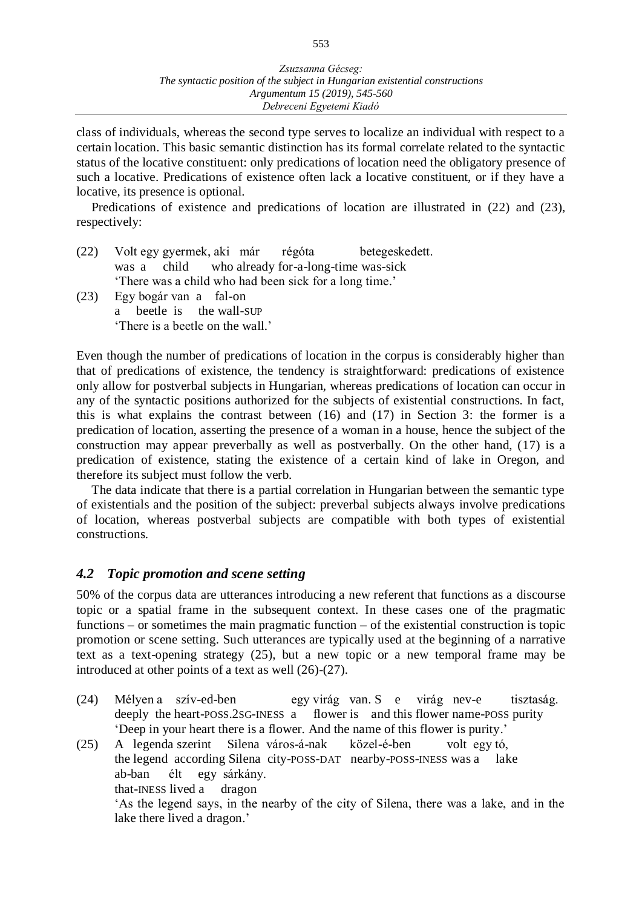class of individuals, whereas the second type serves to localize an individual with respect to a certain location. This basic semantic distinction has its formal correlate related to the syntactic status of the locative constituent: only predications of location need the obligatory presence of such a locative. Predications of existence often lack a locative constituent, or if they have a locative, its presence is optional.

Predications of existence and predications of location are illustrated in (22) and (23), respectively:

(22) Volt egy gyermek, aki már régóta betegeskedett.
was a child who already for-a-long-time was-sick
'There was a child who had been sick for a long time.'

(23) Egy bogár van a fal-on
a beetle is the wall-SUP
'There is a beetle on the wall.'

Even though the number of predications of location in the corpus is considerably higher than that of predications of existence, the tendency is straightforward: predications of existence only allow for postverbal subjects in Hungarian, whereas predications of location can occur in any of the syntactic positions authorized for the subjects of existential constructions. In fact, this is what explains the contrast between (16) and (17) in Section 3: the former is a predication of location, asserting the presence of a woman in a house, hence the subject of the construction may appear preverbally as well as postverbally. On the other hand, (17) is a predication of existence, stating the existence of a certain kind of lake in Oregon, and therefore its subject must follow the verb.

The data indicate that there is a partial correlation in Hungarian between the semantic type of existentials and the position of the subject: preverbal subjects always involve predications of location, whereas postverbal subjects are compatible with both types of existential constructions.

### *4.2 Topic promotion and scene setting*

50% of the corpus data are utterances introducing a new referent that functions as a discourse topic or a spatial frame in the subsequent context. In these cases one of the pragmatic functions – or sometimes the main pragmatic function – of the existential construction is topic promotion or scene setting. Such utterances are typically used at the beginning of a narrative text as a text-opening strategy (25), but a new topic or a new temporal frame may be introduced at other points of a text as well (26)-(27).

(24) Mélyen a szív-ed-ben egy virág van. S e virág nev-e tisztaság.
deeply the heart-POSS.2SG-INESS a flower is and this flower name-POSS purity
'Deep in your heart there is a flower. And the name of this flower is purity.'

(25) A legenda szerint Silena város-á-nak közel-é-ben volt egy tó,
the legend according Silena city-POSS-DAT nearby-POSS-INESS was a lake
ab-ban élt egy sárkány.
that-INESS lived a dragon
'As the legend says, in the nearby of the city of Silena, there was a lake, and in the lake there lived a dragon.'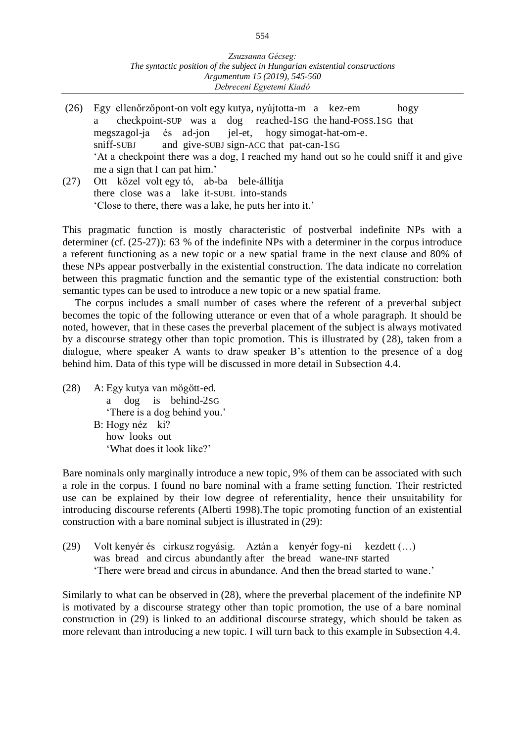(26) Egy ellenőrzőpont-on volt egy kutya, nyújtotta-m a kez-em hogy
 a checkpoint-SUP was a dog reached-1SG the hand-POSS.1SG that
 megszagol-ja és ad-jon jel-et, hogy simogat-hat-om-e.
 sniff-SUBJ and give-SUBJ sign-ACC that pat-can-1SG
 'At a checkpoint there was a dog, I reached my hand out so he could sniff it and give me a sign that I can pat him.'

(27) Ott közel volt egy tó, ab-ba bele-állítja
 there close was a lake it-SUBL into-stands
 'Close to there, there was a lake, he puts her into it.'

This pragmatic function is mostly characteristic of postverbal indefinite NPs with a determiner (cf. (25-27)): 63 % of the indefinite NPs with a determiner in the corpus introduce a referent functioning as a new topic or a new spatial frame in the next clause and 80% of these NPs appear postverbally in the existential construction. The data indicate no correlation between this pragmatic function and the semantic type of the existential construction: both semantic types can be used to introduce a new topic or a new spatial frame.

The corpus includes a small number of cases where the referent of a preverbal subject becomes the topic of the following utterance or even that of a whole paragraph. It should be noted, however, that in these cases the preverbal placement of the subject is always motivated by a discourse strategy other than topic promotion. This is illustrated by (28), taken from a dialogue, where speaker A wants to draw speaker B's attention to the presence of a dog behind him. Data of this type will be discussed in more detail in Subsection 4.4.

(28) A: Egy kutya van mögött-ed.
 a dog is behind-2SG
 'There is a dog behind you.'
 B: Hogy néz ki?
 how looks out
 'What does it look like?'

Bare nominals only marginally introduce a new topic, 9% of them can be associated with such a role in the corpus. I found no bare nominal with a frame setting function. Their restricted use can be explained by their low degree of referentiality, hence their unsuitability for introducing discourse referents (Alberti 1998).The topic promoting function of an existential construction with a bare nominal subject is illustrated in (29):

(29) Volt kenyér és cirkusz rogyásig. Aztán a kenyér fogy-ni kezdett (…)
 was bread and circus abundantly after the bread wane-INF started
 'There were bread and circus in abundance. And then the bread started to wane.'

Similarly to what can be observed in (28), where the preverbal placement of the indefinite NP is motivated by a discourse strategy other than topic promotion, the use of a bare nominal construction in (29) is linked to an additional discourse strategy, which should be taken as more relevant than introducing a new topic. I will turn back to this example in Subsection 4.4.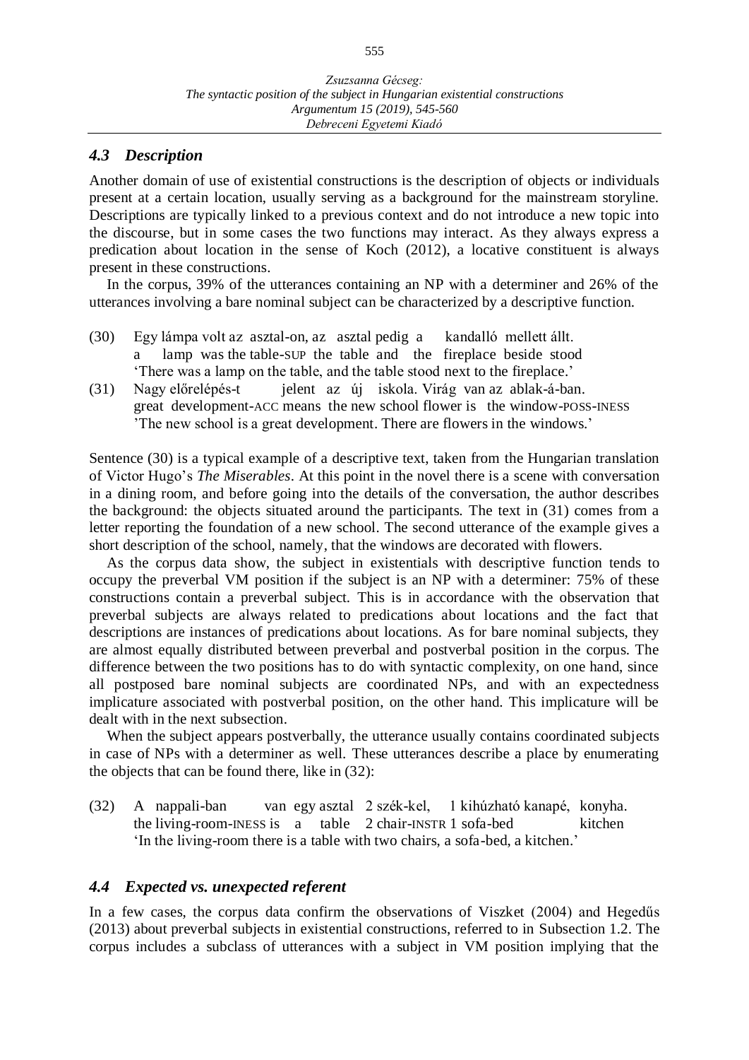### 4.3 *Description*

Another domain of use of existential constructions is the description of objects or individuals present at a certain location, usually serving as a background for the mainstream storyline. Descriptions are typically linked to a previous context and do not introduce a new topic into the discourse, but in some cases the two functions may interact. As they always express a predication about location in the sense of Koch (2012), a locative constituent is always present in these constructions.

In the corpus, 39% of the utterances containing an NP with a determiner and 26% of the utterances involving a bare nominal subject can be characterized by a descriptive function.

(30) Egy lámpa volt az asztal-on, az asztal pedig a kandalló mellett állt.
 a lamp was the table-SUP the table and the fireplace beside stood
 'There was a lamp on the table, and the table stood next to the fireplace.'

(31) Nagy előrelépés-t jelent az új iskola. Virág van az ablak-á-ban.
 great development-ACC means the new school flower is the window-POSS-INESS
 'The new school is a great development. There are flowers in the windows.'

Sentence (30) is a typical example of a descriptive text, taken from the Hungarian translation of Victor Hugo's *The Miserables*. At this point in the novel there is a scene with conversation in a dining room, and before going into the details of the conversation, the author describes the background: the objects situated around the participants. The text in (31) comes from a letter reporting the foundation of a new school. The second utterance of the example gives a short description of the school, namely, that the windows are decorated with flowers.

As the corpus data show, the subject in existentials with descriptive function tends to occupy the preverbal VM position if the subject is an NP with a determiner: 75% of these constructions contain a preverbal subject. This is in accordance with the observation that preverbal subjects are always related to predications about locations and the fact that descriptions are instances of predications about locations. As for bare nominal subjects, they are almost equally distributed between preverbal and postverbal position in the corpus. The difference between the two positions has to do with syntactic complexity, on one hand, since all postposed bare nominal subjects are coordinated NPs, and with an expectedness implicature associated with postverbal position, on the other hand. This implicature will be dealt with in the next subsection.

When the subject appears postverbally, the utterance usually contains coordinated subjects in case of NPs with a determiner as well. These utterances describe a place by enumerating the objects that can be found there, like in (32):

(32) A nappali-ban van egy asztal 2 szék-kel, 1 kihúzható kanapé, konyha.
 the living-room-INESS is a table 2 chair-INSTR 1 sofa-bed kitchen
 'In the living-room there is a table with two chairs, a sofa-bed, a kitchen.'

### 4.4 *Expected vs. unexpected referent*

In a few cases, the corpus data confirm the observations of Viszket (2004) and Hegedűs (2013) about preverbal subjects in existential constructions, referred to in Subsection 1.2. The corpus includes a subclass of utterances with a subject in VM position implying that the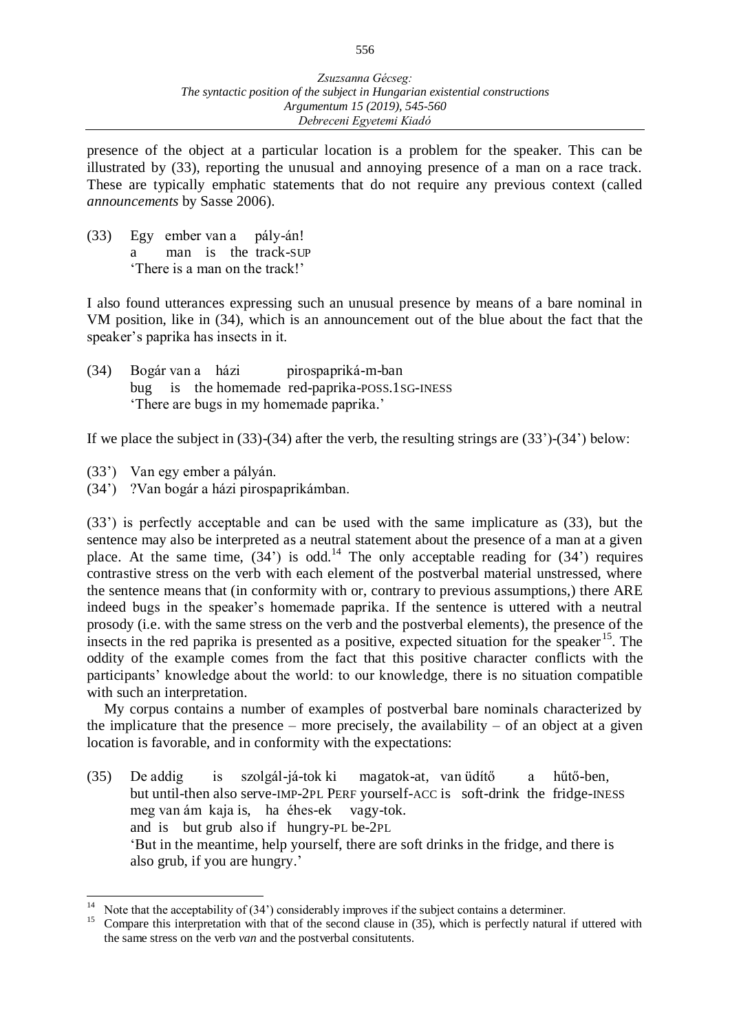presence of the object at a particular location is a problem for the speaker. This can be illustrated by (33), reporting the unusual and annoying presence of a man on a race track. These are typically emphatic statements that do not require any previous context (called *announcements* by Sasse 2006).

(33) Egy ember van a pály-án!
a man is the track-SUP
'There is a man on the track!'

I also found utterances expressing such an unusual presence by means of a bare nominal in VM position, like in (34), which is an announcement out of the blue about the fact that the speaker's paprika has insects in it.

(34) Bogár van a házi pirospapriká-m-ban
bug is the homemade red-paprika-POSS.1SG-INESS
'There are bugs in my homemade paprika.'

If we place the subject in (33)-(34) after the verb, the resulting strings are (33')-(34') below:

(33') Van egy ember a pályán.
(34') ?Van bogár a házi pirospaprikámban.

(33') is perfectly acceptable and can be used with the same implicature as (33), but the sentence may also be interpreted as a neutral statement about the presence of a man at a given place. At the same time, (34') is odd.[14] The only acceptable reading for (34') requires contrastive stress on the verb with each element of the postverbal material unstressed, where the sentence means that (in conformity with or, contrary to previous assumptions,) there ARE indeed bugs in the speaker's homemade paprika. If the sentence is uttered with a neutral prosody (i.e. with the same stress on the verb and the postverbal elements), the presence of the insects in the red paprika is presented as a positive, expected situation for the speaker[15]. The oddity of the example comes from the fact that this positive character conflicts with the participants' knowledge about the world: to our knowledge, there is no situation compatible with such an interpretation.

My corpus contains a number of examples of postverbal bare nominals characterized by the implicature that the presence – more precisely, the availability – of an object at a given location is favorable, and in conformity with the expectations:

(35) De addig is szolgál-já-tok ki magatok-at, van üdítő a hűtő-ben,
but until-then also serve-IMP-2PL PERF yourself-ACC is soft-drink the fridge-INESS
meg van ám kaja is, ha éhes-ek vagy-tok.
and is but grub also if hungry-PL be-2PL
'But in the meantime, help yourself, there are soft drinks in the fridge, and there is also grub, if you are hungry.'

---

[14] Note that the acceptability of (34') considerably improves if the subject contains a determiner.

[15] Compare this interpretation with that of the second clause in (35), which is perfectly natural if uttered with the same stress on the verb *van* and the postverbal consitutents.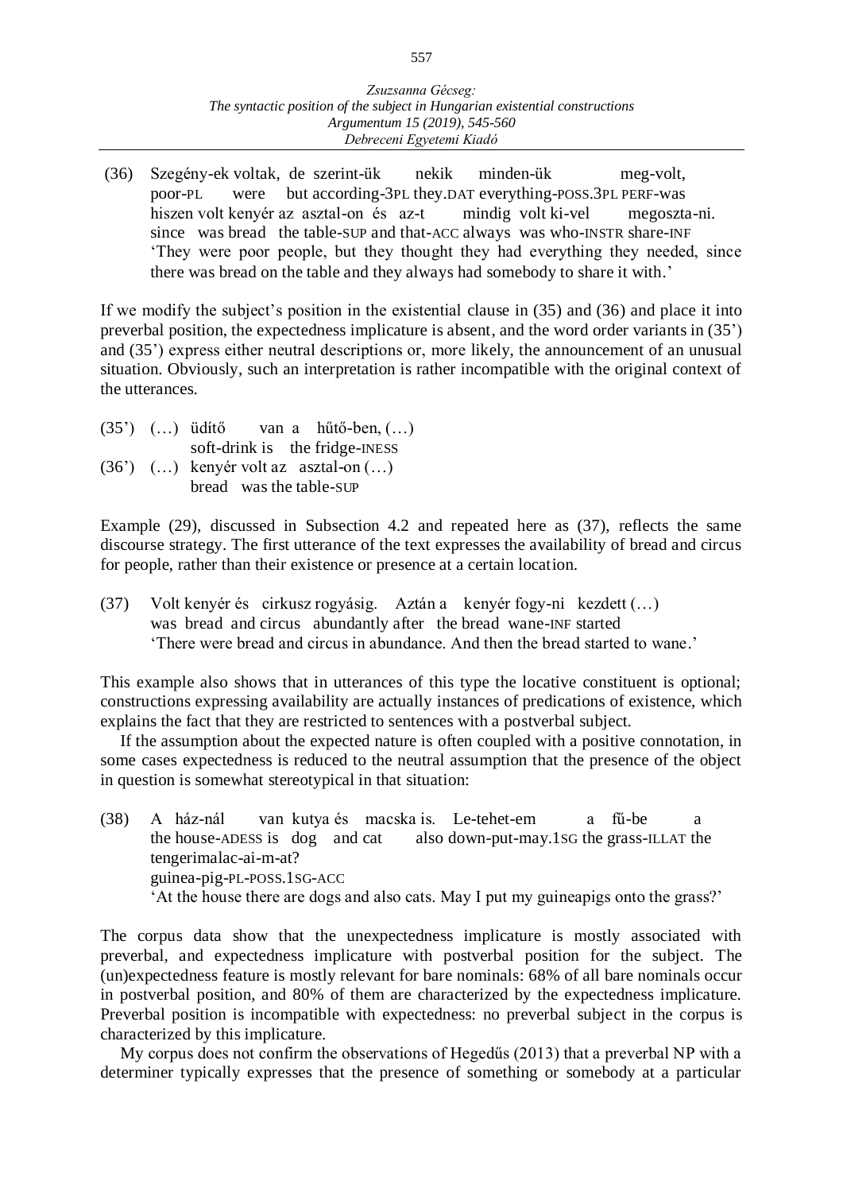(36) Szegény-ek voltak, de szerint-ük nekik minden-ük meg-volt,
poor-PL were but according-3PL they.DAT everything-POSS.3PL PERF-was
hiszen volt kenyér az asztal-on és az-t mindig volt ki-vel megoszta-ni.
since was bread the table-SUP and that-ACC always was who-INSTR share-INF
'They were poor people, but they thought they had everything they needed, since there was bread on the table and they always had somebody to share it with.'

If we modify the subject's position in the existential clause in (35) and (36) and place it into preverbal position, the expectedness implicature is absent, and the word order variants in (35') and (35') express either neutral descriptions or, more likely, the announcement of an unusual situation. Obviously, such an interpretation is rather incompatible with the original context of the utterances.

(35') (…) üdítő van a hűtő-ben, (…)
soft-drink is the fridge-INESS

(36') (…) kenyér volt az asztal-on (…)
bread was the table-SUP

Example (29), discussed in Subsection 4.2 and repeated here as (37), reflects the same discourse strategy. The first utterance of the text expresses the availability of bread and circus for people, rather than their existence or presence at a certain location.

(37) Volt kenyér és cirkusz rogyásig. Aztán a kenyér fogy-ni kezdett (…)
was bread and circus abundantly after the bread wane-INF started
'There were bread and circus in abundance. And then the bread started to wane.'

This example also shows that in utterances of this type the locative constituent is optional; constructions expressing availability are actually instances of predications of existence, which explains the fact that they are restricted to sentences with a postverbal subject.

If the assumption about the expected nature is often coupled with a positive connotation, in some cases expectedness is reduced to the neutral assumption that the presence of the object in question is somewhat stereotypical in that situation:

(38) A ház-nál van kutya és macska is. Le-tehet-em a fű-be a tengerimalac-ai-m-at?
the house-ADESS is dog and cat also down-put-may.1SG the grass-ILLAT the guinea-pig-PL-POSS.1SG-ACC
'At the house there are dogs and also cats. May I put my guineapigs onto the grass?'

The corpus data show that the unexpectedness implicature is mostly associated with preverbal, and expectedness implicature with postverbal position for the subject. The (un)expectedness feature is mostly relevant for bare nominals: 68% of all bare nominals occur in postverbal position, and 80% of them are characterized by the expectedness implicature. Preverbal position is incompatible with expectedness: no preverbal subject in the corpus is characterized by this implicature.

My corpus does not confirm the observations of Hegedűs (2013) that a preverbal NP with a determiner typically expresses that the presence of something or somebody at a particular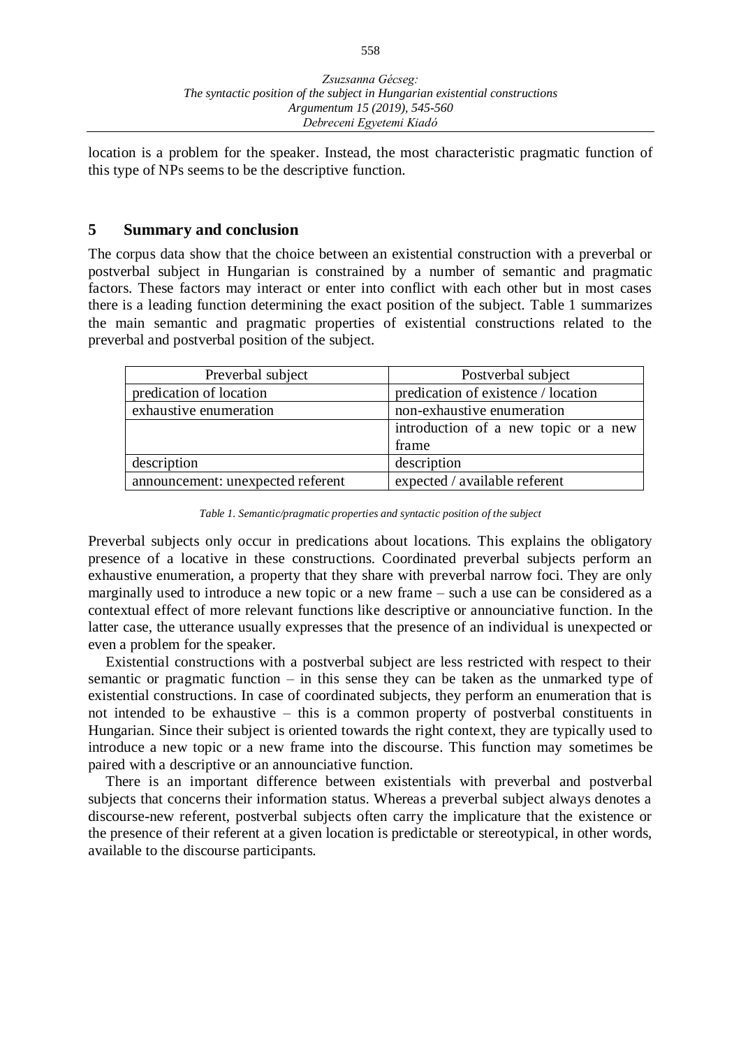location is a problem for the speaker. Instead, the most characteristic pragmatic function of this type of NPs seems to be the descriptive function.

## 5 Summary and conclusion

The corpus data show that the choice between an existential construction with a preverbal or postverbal subject in Hungarian is constrained by a number of semantic and pragmatic factors. These factors may interact or enter into conflict with each other but in most cases there is a leading function determining the exact position of the subject. Table 1 summarizes the main semantic and pragmatic properties of existential constructions related to the preverbal and postverbal position of the subject.

| Preverbal subject | Postverbal subject |
| --- | --- |
| predication of location | predication of existence / location |
| exhaustive enumeration | non-exhaustive enumeration |
| | introduction of a new topic or a new frame |
| description | description |
| announcement: unexpected referent | expected / available referent |

*Table 1. Semantic/pragmatic properties and syntactic position of the subject*

Preverbal subjects only occur in predications about locations. This explains the obligatory presence of a locative in these constructions. Coordinated preverbal subjects perform an exhaustive enumeration, a property that they share with preverbal narrow foci. They are only marginally used to introduce a new topic or a new frame – such a use can be considered as a contextual effect of more relevant functions like descriptive or announciative function. In the latter case, the utterance usually expresses that the presence of an individual is unexpected or even a problem for the speaker.

Existential constructions with a postverbal subject are less restricted with respect to their semantic or pragmatic function – in this sense they can be taken as the unmarked type of existential constructions. In case of coordinated subjects, they perform an enumeration that is not intended to be exhaustive – this is a common property of postverbal constituents in Hungarian. Since their subject is oriented towards the right context, they are typically used to introduce a new topic or a new frame into the discourse. This function may sometimes be paired with a descriptive or an announciative function.

There is an important difference between existentials with preverbal and postverbal subjects that concerns their information status. Whereas a preverbal subject always denotes a discourse-new referent, postverbal subjects often carry the implicature that the existence or the presence of their referent at a given location is predictable or stereotypical, in other words, available to the discourse participants.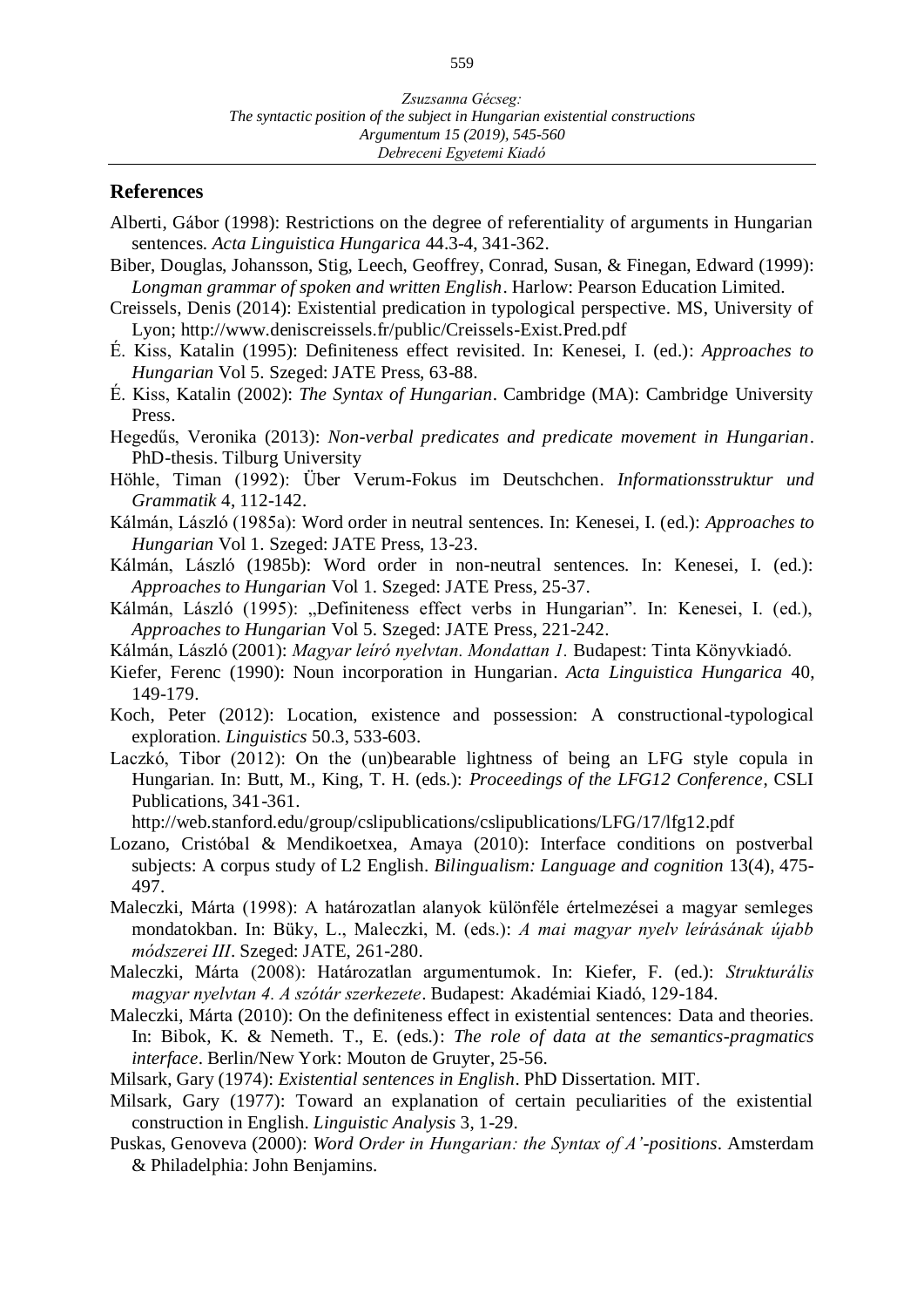## References

Alberti, Gábor (1998): Restrictions on the degree of referentiality of arguments in Hungarian sentences. *Acta Linguistica Hungarica* 44.3-4, 341-362.

Biber, Douglas, Johansson, Stig, Leech, Geoffrey, Conrad, Susan, & Finegan, Edward (1999): *Longman grammar of spoken and written English*. Harlow: Pearson Education Limited.

Creissels, Denis (2014): Existential predication in typological perspective. MS, University of Lyon; http://www.deniscreissels.fr/public/Creissels-Exist.Pred.pdf

É. Kiss, Katalin (1995): Definiteness effect revisited. In: Kenesei, I. (ed.): *Approaches to Hungarian* Vol 5. Szeged: JATE Press, 63-88.

É. Kiss, Katalin (2002): *The Syntax of Hungarian*. Cambridge (MA): Cambridge University Press.

Hegedűs, Veronika (2013): *Non-verbal predicates and predicate movement in Hungarian*. PhD-thesis. Tilburg University

Höhle, Timan (1992): Über Verum-Fokus im Deutschchen. *Informationsstruktur und Grammatik* 4, 112-142.

Kálmán, László (1985a): Word order in neutral sentences. In: Kenesei, I. (ed.): *Approaches to Hungarian* Vol 1. Szeged: JATE Press, 13-23.

Kálmán, László (1985b): Word order in non-neutral sentences. In: Kenesei, I. (ed.): *Approaches to Hungarian* Vol 1. Szeged: JATE Press, 25-37.

Kálmán, László (1995): „Definiteness effect verbs in Hungarian". In: Kenesei, I. (ed.), *Approaches to Hungarian* Vol 5. Szeged: JATE Press, 221-242.

Kálmán, László (2001): *Magyar leíró nyelvtan. Mondattan 1.* Budapest: Tinta Könyvkiadó.

Kiefer, Ferenc (1990): Noun incorporation in Hungarian. *Acta Linguistica Hungarica* 40, 149-179.

Koch, Peter (2012): Location, existence and possession: A constructional-typological exploration. *Linguistics* 50.3, 533-603.

Laczkó, Tibor (2012): On the (un)bearable lightness of being an LFG style copula in Hungarian. In: Butt, M., King, T. H. (eds.): *Proceedings of the LFG12 Conference*, CSLI Publications, 341-361.
http://web.stanford.edu/group/cslipublications/cslipublications/LFG/17/lfg12.pdf

Lozano, Cristóbal & Mendikoetxea, Amaya (2010): Interface conditions on postverbal subjects: A corpus study of L2 English. *Bilingualism: Language and cognition* 13(4), 475-497.

Maleczki, Márta (1998): A határozatlan alanyok különféle értelmezései a magyar semleges mondatokban. In: Büky, L., Maleczki, M. (eds.): *A mai magyar nyelv leírásának újabb módszerei III*. Szeged: JATE, 261-280.

Maleczki, Márta (2008): Határozatlan argumentumok. In: Kiefer, F. (ed.): *Strukturális magyar nyelvtan 4. A szótár szerkezete*. Budapest: Akadémiai Kiadó, 129-184.

Maleczki, Márta (2010): On the definiteness effect in existential sentences: Data and theories. In: Bibok, K. & Nemeth. T., E. (eds.): *The role of data at the semantics-pragmatics interface*. Berlin/New York: Mouton de Gruyter, 25-56.

Milsark, Gary (1974): *Existential sentences in English*. PhD Dissertation. MIT.

Milsark, Gary (1977): Toward an explanation of certain peculiarities of the existential construction in English. *Linguistic Analysis* 3, 1-29.

Puskas, Genoveva (2000): *Word Order in Hungarian: the Syntax of A'-positions*. Amsterdam & Philadelphia: John Benjamins.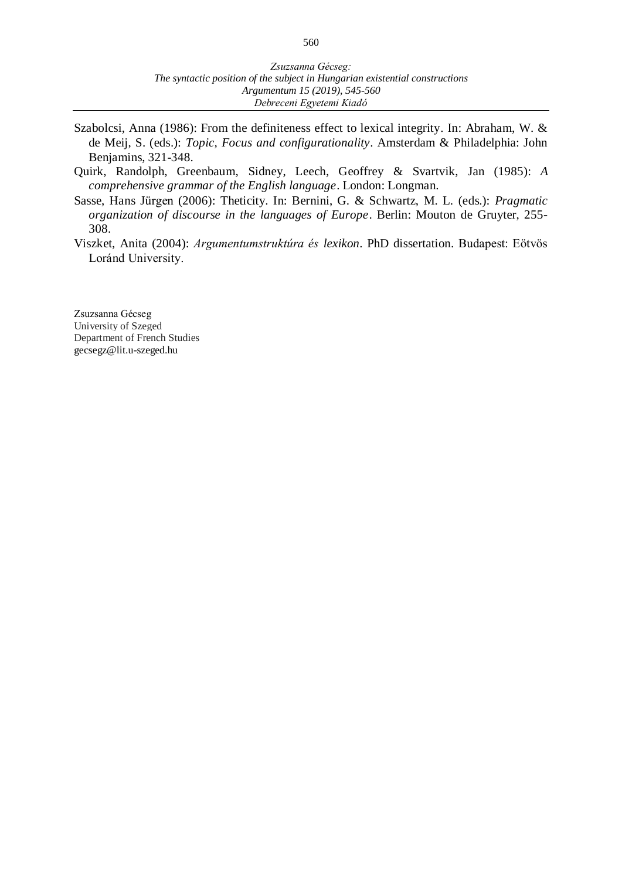Szabolcsi, Anna (1986): From the definiteness effect to lexical integrity. In: Abraham, W. & de Meij, S. (eds.): *Topic, Focus and configurationality*. Amsterdam & Philadelphia: John Benjamins, 321-348.

Quirk, Randolph, Greenbaum, Sidney, Leech, Geoffrey & Svartvik, Jan (1985): *A comprehensive grammar of the English language*. London: Longman.

Sasse, Hans Jürgen (2006): Theticity. In: Bernini, G. & Schwartz, M. L. (eds.): *Pragmatic organization of discourse in the languages of Europe*. Berlin: Mouton de Gruyter, 255-308.

Viszket, Anita (2004): *Argumentumstruktúra és lexikon*. PhD dissertation. Budapest: Eötvös Loránd University.

Zsuzsanna Gécseg
University of Szeged
Department of French Studies
gecsegz@lit.u-szeged.hu